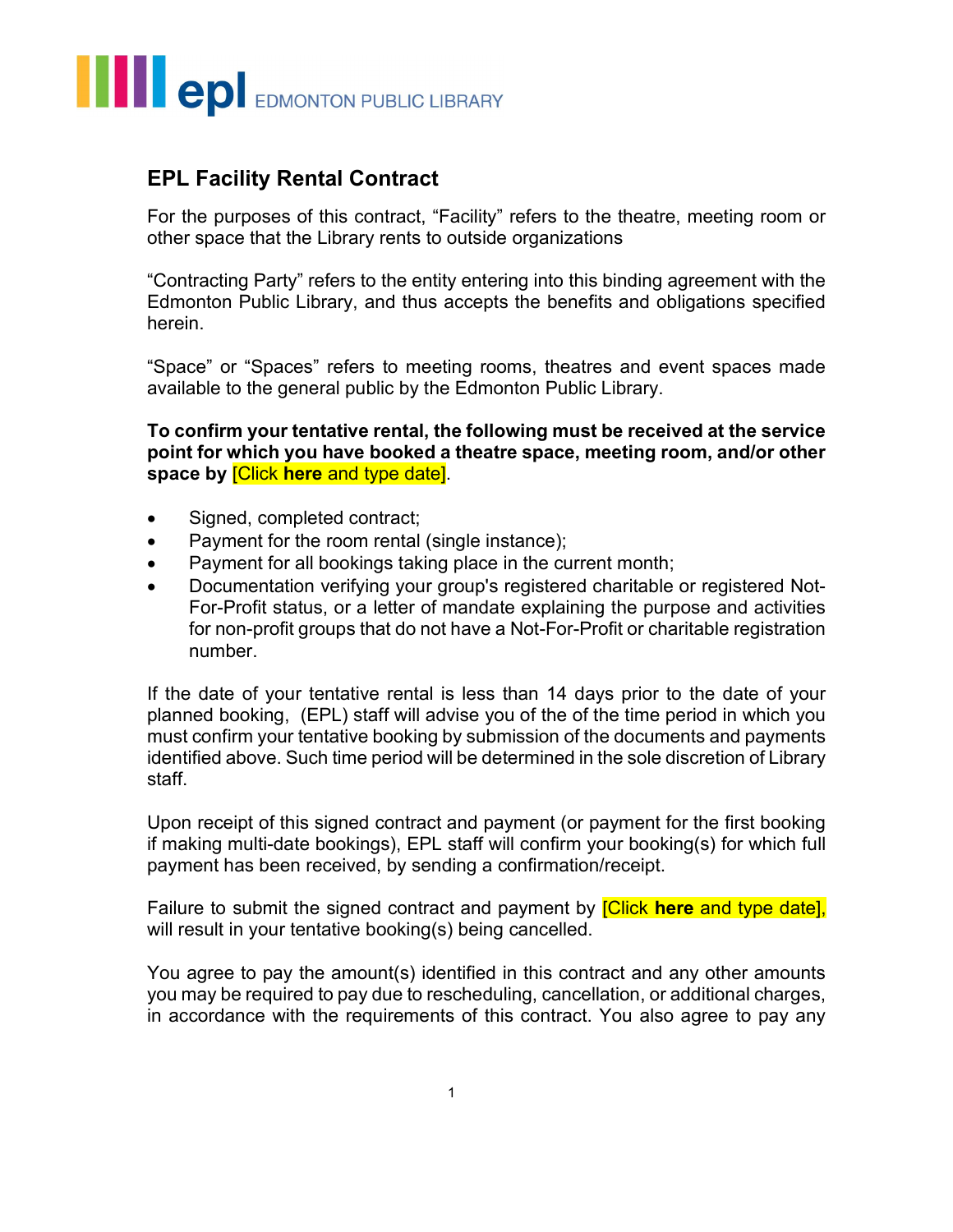epl EDMONTON PUBLIC LIBRARY

## EPL Facility Rental Contract

For the purposes of this contract, "Facility" refers to the theatre, meeting room or other space that the Library rents to outside organizations

"Contracting Party" refers to the entity entering into this binding agreement with the Edmonton Public Library, and thus accepts the benefits and obligations specified herein.

"Space" or "Spaces" refers to meeting rooms, theatres and event spaces made available to the general public by the Edmonton Public Library.

**To confirm your tentative rental, the following must be received at the service point for which you have booked a theatre space, meeting room, and/or other space by** [Click **here** and type date].

- Signed, completed contract;
- Payment for the room rental (single instance);
- Payment for all bookings taking place in the current month;
- Documentation verifying your group's registered charitable or registered Not-For-Profit status, or a letter of mandate explaining the purpose and activities for non-profit groups that do not have a Not-For-Profit or charitable registration number.

If the date of your tentative rental is less than 14 days prior to the date of your planned booking, (EPL) staff will advise you of the of the time period in which you must confirm your tentative booking by submission of the documents and payments identified above. Such time period will be determined in the sole discretion of Library staff.

Upon receipt of this signed contract and payment (or payment for the first booking if making multi-date bookings), EPL staff will confirm your booking(s) for which full payment has been received, by sending a confirmation/receipt.

Failure to submit the signed contract and payment by [Click **here** and type date], will result in your tentative booking(s) being cancelled.

You agree to pay the amount(s) identified in this contract and any other amounts you may be required to pay due to rescheduling, cancellation, or additional charges, in accordance with the requirements of this contract. You also agree to pay any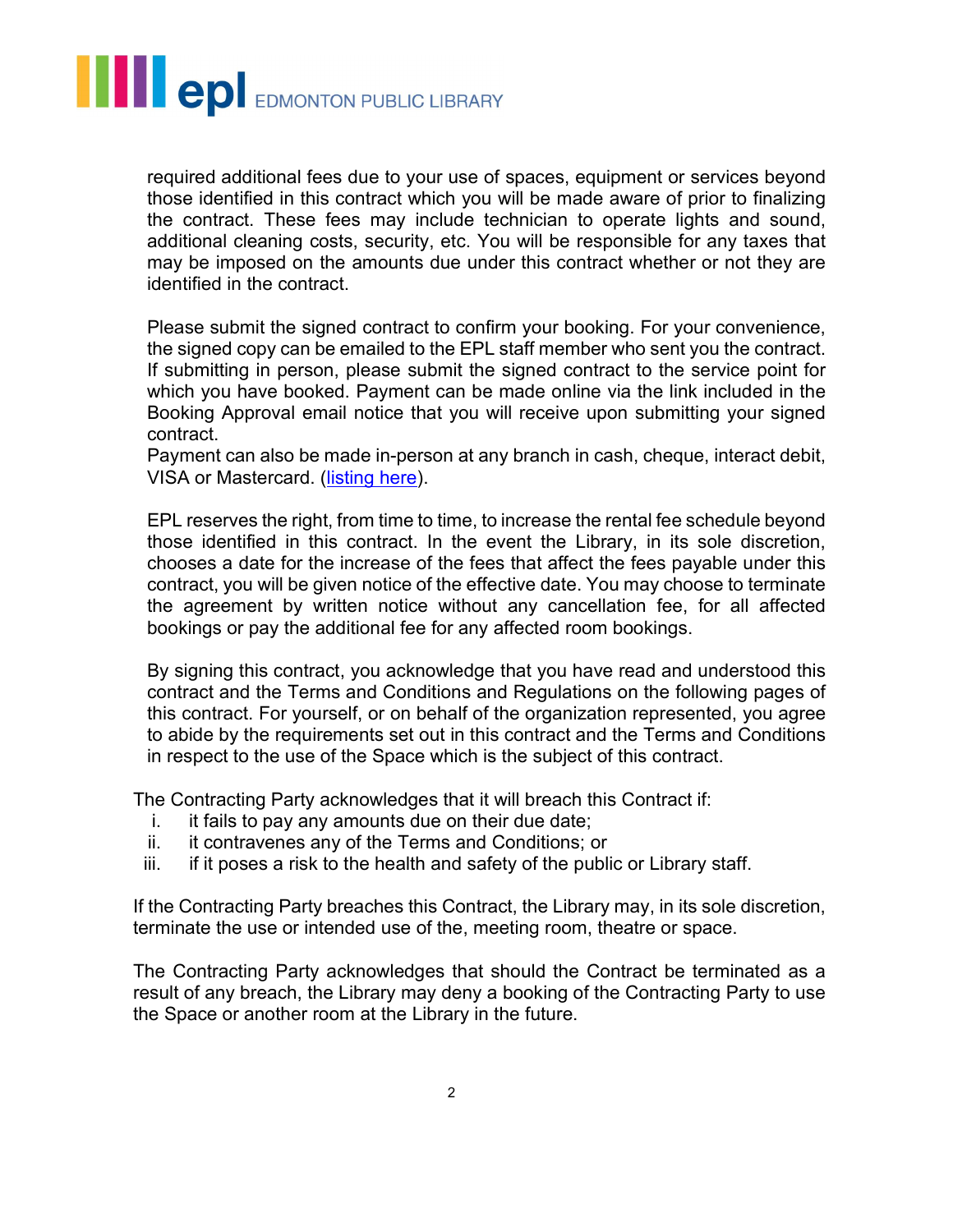required additional fees due to your use of spaces, equipment or services beyond those identified in this contract which you will be made aware of prior to finalizing the contract. These fees may include technician to operate lights and sound, additional cleaning costs, security, etc. You will be responsible for any taxes that may be imposed on the amounts due under this contract whether or not they are identified in the contract.

Please submit the signed contract to confirm your booking. For your convenience, the signed copy can be emailed to the EPL staff member who sent you the contract. If submitting in person, please submit the signed contract to the service point for which you have booked. Payment can be made online via the link included in the Booking Approval email notice that you will receive upon submitting your signed contract.
Payment can also be made in-person at any branch in cash, cheque, interact debit, VISA or Mastercard. (listing here).

EPL reserves the right, from time to time, to increase the rental fee schedule beyond those identified in this contract. In the event the Library, in its sole discretion, chooses a date for the increase of the fees that affect the fees payable under this contract, you will be given notice of the effective date. You may choose to terminate the agreement by written notice without any cancellation fee, for all affected bookings or pay the additional fee for any affected room bookings.

By signing this contract, you acknowledge that you have read and understood this contract and the Terms and Conditions and Regulations on the following pages of this contract. For yourself, or on behalf of the organization represented, you agree to abide by the requirements set out in this contract and the Terms and Conditions in respect to the use of the Space which is the subject of this contract.

The Contracting Party acknowledges that it will breach this Contract if:

i. it fails to pay any amounts due on their due date;
ii. it contravenes any of the Terms and Conditions; or
iii. if it poses a risk to the health and safety of the public or Library staff.

If the Contracting Party breaches this Contract, the Library may, in its sole discretion, terminate the use or intended use of the, meeting room, theatre or space.

The Contracting Party acknowledges that should the Contract be terminated as a result of any breach, the Library may deny a booking of the Contracting Party to use the Space or another room at the Library in the future.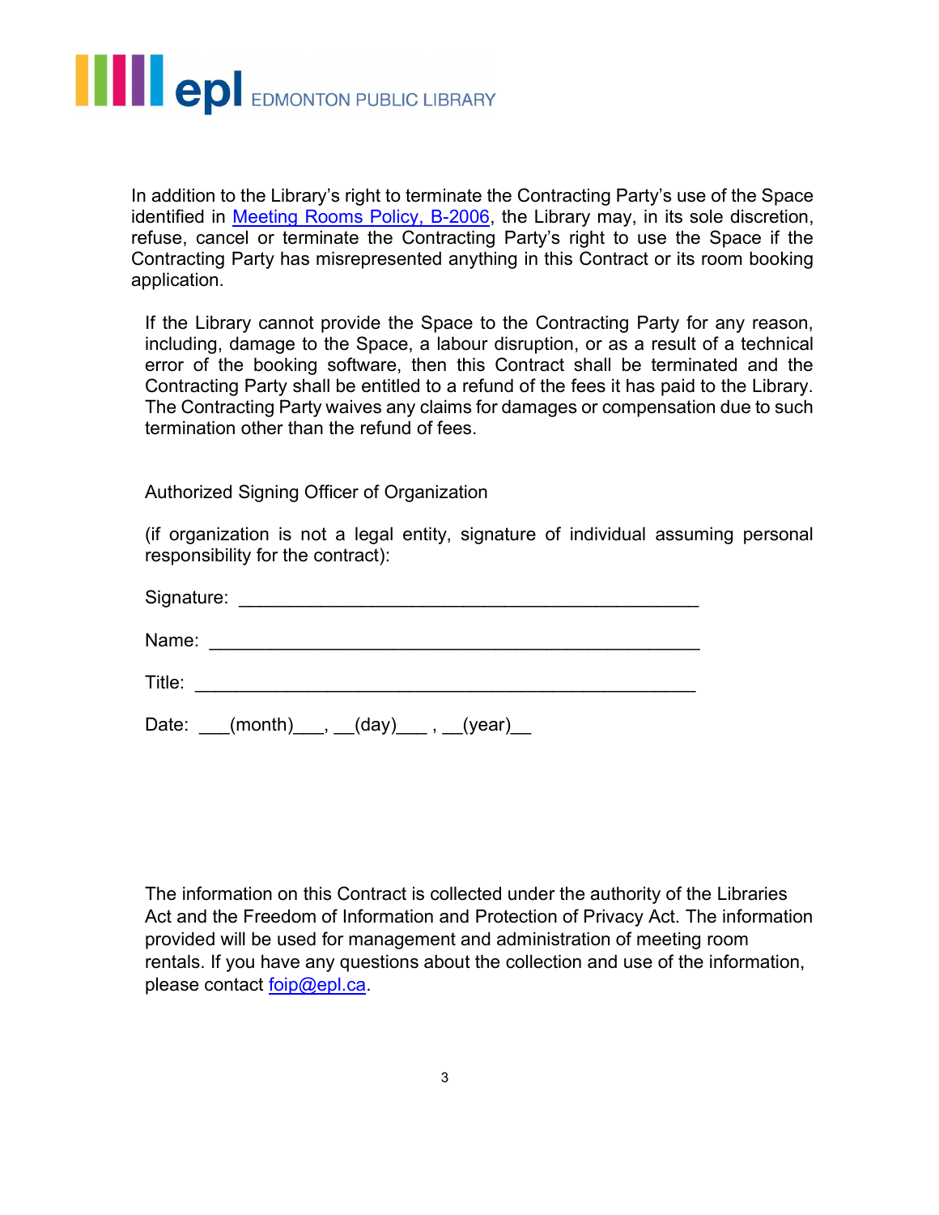In addition to the Library's right to terminate the Contracting Party's use of the Space identified in [Meeting Rooms Policy, B-2006](), the Library may, in its sole discretion, refuse, cancel or terminate the Contracting Party's right to use the Space if the Contracting Party has misrepresented anything in this Contract or its room booking application.

If the Library cannot provide the Space to the Contracting Party for any reason, including, damage to the Space, a labour disruption, or as a result of a technical error of the booking software, then this Contract shall be terminated and the Contracting Party shall be entitled to a refund of the fees it has paid to the Library. The Contracting Party waives any claims for damages or compensation due to such termination other than the refund of fees.

Authorized Signing Officer of Organization

(if organization is not a legal entity, signature of individual assuming personal responsibility for the contract):

Signature: _____________________________________________

Name: _________________________________________________

Title: _________________________________________________

Date: ___(month)___, __(day)___ , __(year)__

The information on this Contract is collected under the authority of the Libraries Act and the Freedom of Information and Protection of Privacy Act. The information provided will be used for management and administration of meeting room rentals. If you have any questions about the collection and use of the information, please contact [foip@epl.ca](mailto:foip@epl.ca).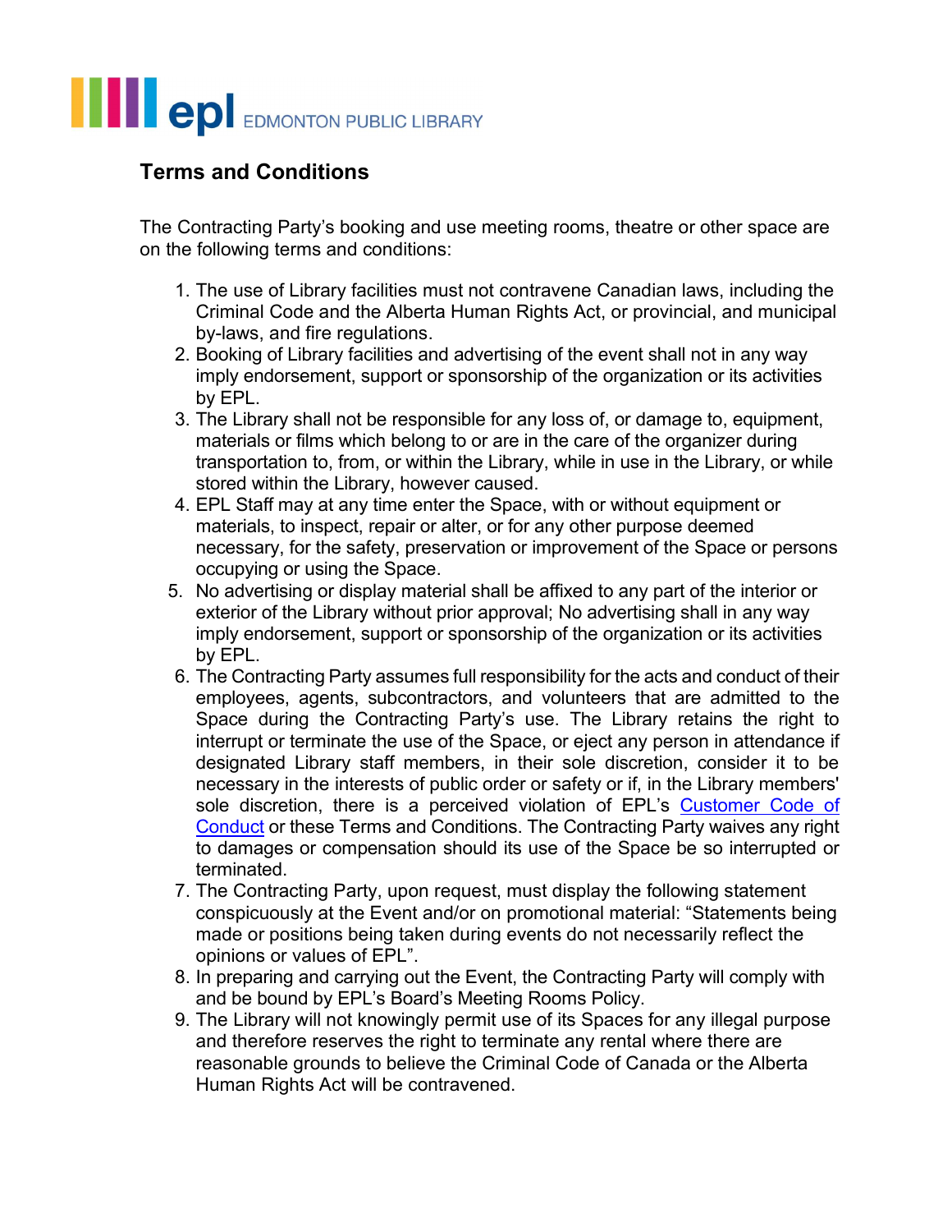epl EDMONTON PUBLIC LIBRARY

## Terms and Conditions

The Contracting Party's booking and use meeting rooms, theatre or other space are on the following terms and conditions:

1. The use of Library facilities must not contravene Canadian laws, including the Criminal Code and the Alberta Human Rights Act, or provincial, and municipal by-laws, and fire regulations.
2. Booking of Library facilities and advertising of the event shall not in any way imply endorsement, support or sponsorship of the organization or its activities by EPL.
3. The Library shall not be responsible for any loss of, or damage to, equipment, materials or films which belong to or are in the care of the organizer during transportation to, from, or within the Library, while in use in the Library, or while stored within the Library, however caused.
4. EPL Staff may at any time enter the Space, with or without equipment or materials, to inspect, repair or alter, or for any other purpose deemed necessary, for the safety, preservation or improvement of the Space or persons occupying or using the Space.
5. No advertising or display material shall be affixed to any part of the interior or exterior of the Library without prior approval; No advertising shall in any way imply endorsement, support or sponsorship of the organization or its activities by EPL.
6. The Contracting Party assumes full responsibility for the acts and conduct of their employees, agents, subcontractors, and volunteers that are admitted to the Space during the Contracting Party's use. The Library retains the right to interrupt or terminate the use of the Space, or eject any person in attendance if designated Library staff members, in their sole discretion, consider it to be necessary in the interests of public order or safety or if, in the Library members' sole discretion, there is a perceived violation of EPL's Customer Code of Conduct or these Terms and Conditions. The Contracting Party waives any right to damages or compensation should its use of the Space be so interrupted or terminated.
7. The Contracting Party, upon request, must display the following statement conspicuously at the Event and/or on promotional material: "Statements being made or positions being taken during events do not necessarily reflect the opinions or values of EPL".
8. In preparing and carrying out the Event, the Contracting Party will comply with and be bound by EPL's Board's Meeting Rooms Policy.
9. The Library will not knowingly permit use of its Spaces for any illegal purpose and therefore reserves the right to terminate any rental where there are reasonable grounds to believe the Criminal Code of Canada or the Alberta Human Rights Act will be contravened.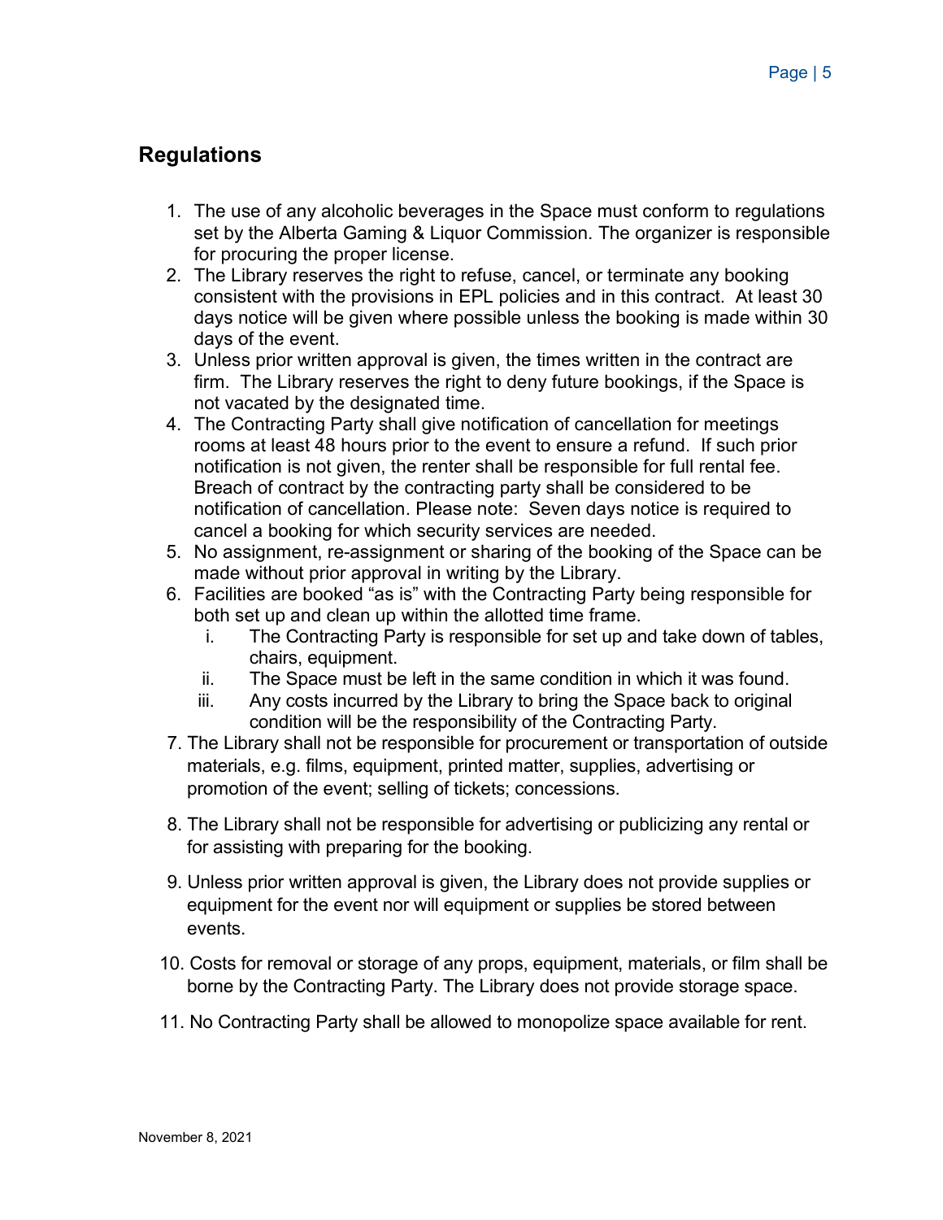## Regulations

1. The use of any alcoholic beverages in the Space must conform to regulations set by the Alberta Gaming & Liquor Commission. The organizer is responsible for procuring the proper license.
2. The Library reserves the right to refuse, cancel, or terminate any booking consistent with the provisions in EPL policies and in this contract. At least 30 days notice will be given where possible unless the booking is made within 30 days of the event.
3. Unless prior written approval is given, the times written in the contract are firm. The Library reserves the right to deny future bookings, if the Space is not vacated by the designated time.
4. The Contracting Party shall give notification of cancellation for meetings rooms at least 48 hours prior to the event to ensure a refund. If such prior notification is not given, the renter shall be responsible for full rental fee. Breach of contract by the contracting party shall be considered to be notification of cancellation. Please note: Seven days notice is required to cancel a booking for which security services are needed.
5. No assignment, re-assignment or sharing of the booking of the Space can be made without prior approval in writing by the Library.
6. Facilities are booked "as is" with the Contracting Party being responsible for both set up and clean up within the allotted time frame.
   - i. The Contracting Party is responsible for set up and take down of tables, chairs, equipment.
   - ii. The Space must be left in the same condition in which it was found.
   - iii. Any costs incurred by the Library to bring the Space back to original condition will be the responsibility of the Contracting Party.
7. The Library shall not be responsible for procurement or transportation of outside materials, e.g. films, equipment, printed matter, supplies, advertising or promotion of the event; selling of tickets; concessions.
8. The Library shall not be responsible for advertising or publicizing any rental or for assisting with preparing for the booking.
9. Unless prior written approval is given, the Library does not provide supplies or equipment for the event nor will equipment or supplies be stored between events.
10. Costs for removal or storage of any props, equipment, materials, or film shall be borne by the Contracting Party. The Library does not provide storage space.
11. No Contracting Party shall be allowed to monopolize space available for rent.

November 8, 2021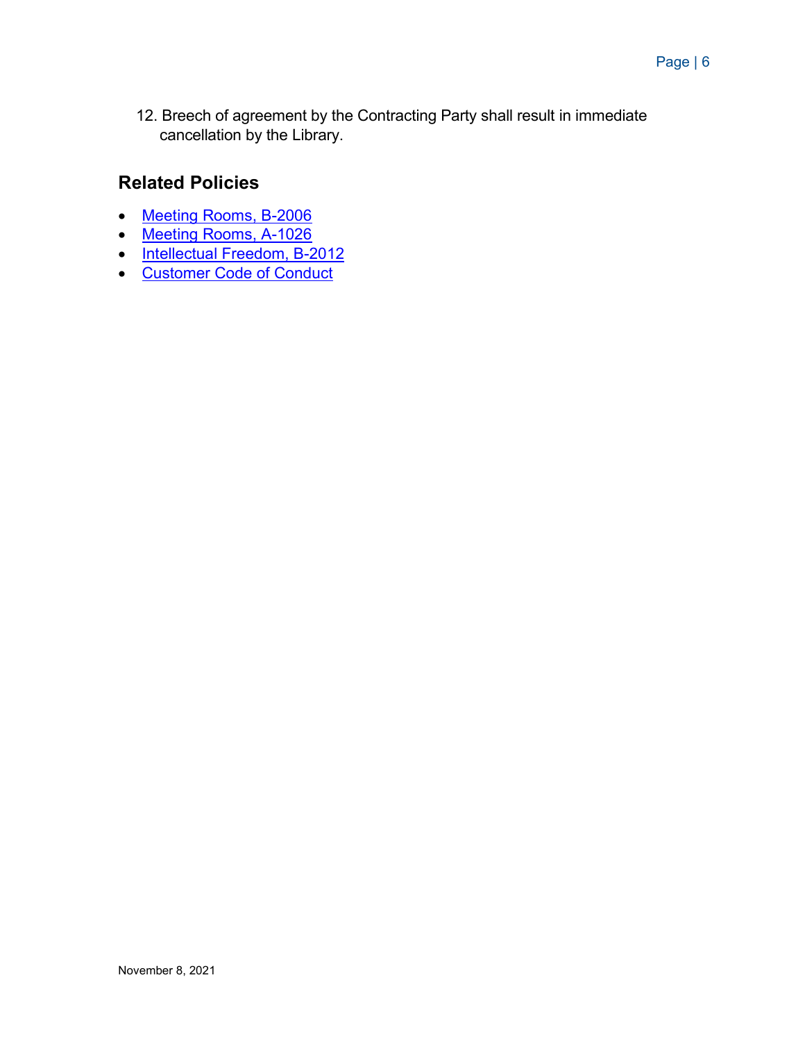12. Breech of agreement by the Contracting Party shall result in immediate cancellation by the Library.

## Related Policies

- Meeting Rooms, B-2006
- Meeting Rooms, A-1026
- Intellectual Freedom, B-2012
- Customer Code of Conduct

November 8, 2021